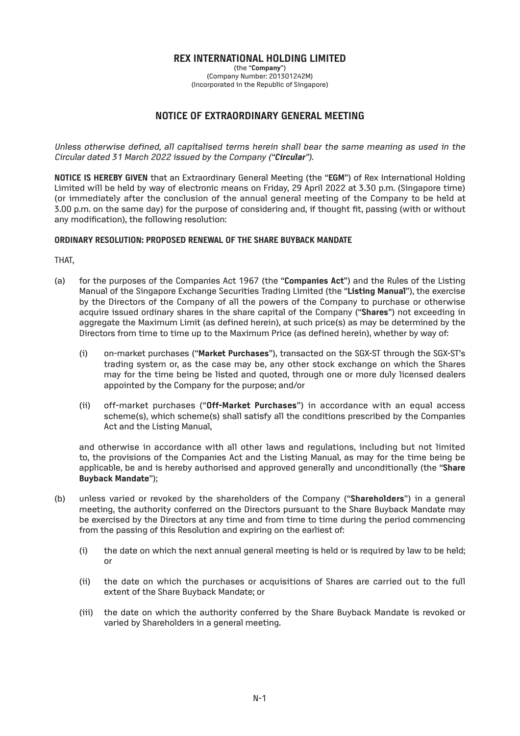# REX INTERNATIONAL HOLDING LIMITED

(the "**Company**")
(Company Number: 201301242M)
(Incorporated in the Republic of Singapore)

## NOTICE OF EXTRAORDINARY GENERAL MEETING

*Unless otherwise defined, all capitalised terms herein shall bear the same meaning as used in the Circular dated 31 March 2022 issued by the Company ("**Circular**").*

**NOTICE IS HEREBY GIVEN** that an Extraordinary General Meeting (the "**EGM**") of Rex International Holding Limited will be held by way of electronic means on Friday, 29 April 2022 at 3.30 p.m. (Singapore time) (or immediately after the conclusion of the annual general meeting of the Company to be held at 3.00 p.m. on the same day) for the purpose of considering and, if thought fit, passing (with or without any modification), the following resolution:

**ORDINARY RESOLUTION: PROPOSED RENEWAL OF THE SHARE BUYBACK MANDATE**

THAT,

(a) for the purposes of the Companies Act 1967 (the "**Companies Act**") and the Rules of the Listing Manual of the Singapore Exchange Securities Trading Limited (the "**Listing Manual**"), the exercise by the Directors of the Company of all the powers of the Company to purchase or otherwise acquire issued ordinary shares in the share capital of the Company ("**Shares**") not exceeding in aggregate the Maximum Limit (as defined herein), at such price(s) as may be determined by the Directors from time to time up to the Maximum Price (as defined herein), whether by way of:

   (i) on-market purchases ("**Market Purchases**"), transacted on the SGX-ST through the SGX-ST's trading system or, as the case may be, any other stock exchange on which the Shares may for the time being be listed and quoted, through one or more duly licensed dealers appointed by the Company for the purpose; and/or

   (ii) off-market purchases ("**Off-Market Purchases**") in accordance with an equal access scheme(s), which scheme(s) shall satisfy all the conditions prescribed by the Companies Act and the Listing Manual,

   and otherwise in accordance with all other laws and regulations, including but not limited to, the provisions of the Companies Act and the Listing Manual, as may for the time being be applicable, be and is hereby authorised and approved generally and unconditionally (the "**Share Buyback Mandate**");

(b) unless varied or revoked by the shareholders of the Company ("**Shareholders**") in a general meeting, the authority conferred on the Directors pursuant to the Share Buyback Mandate may be exercised by the Directors at any time and from time to time during the period commencing from the passing of this Resolution and expiring on the earliest of:

   (i) the date on which the next annual general meeting is held or is required by law to be held; or

   (ii) the date on which the purchases or acquisitions of Shares are carried out to the full extent of the Share Buyback Mandate; or

   (iii) the date on which the authority conferred by the Share Buyback Mandate is revoked or varied by Shareholders in a general meeting.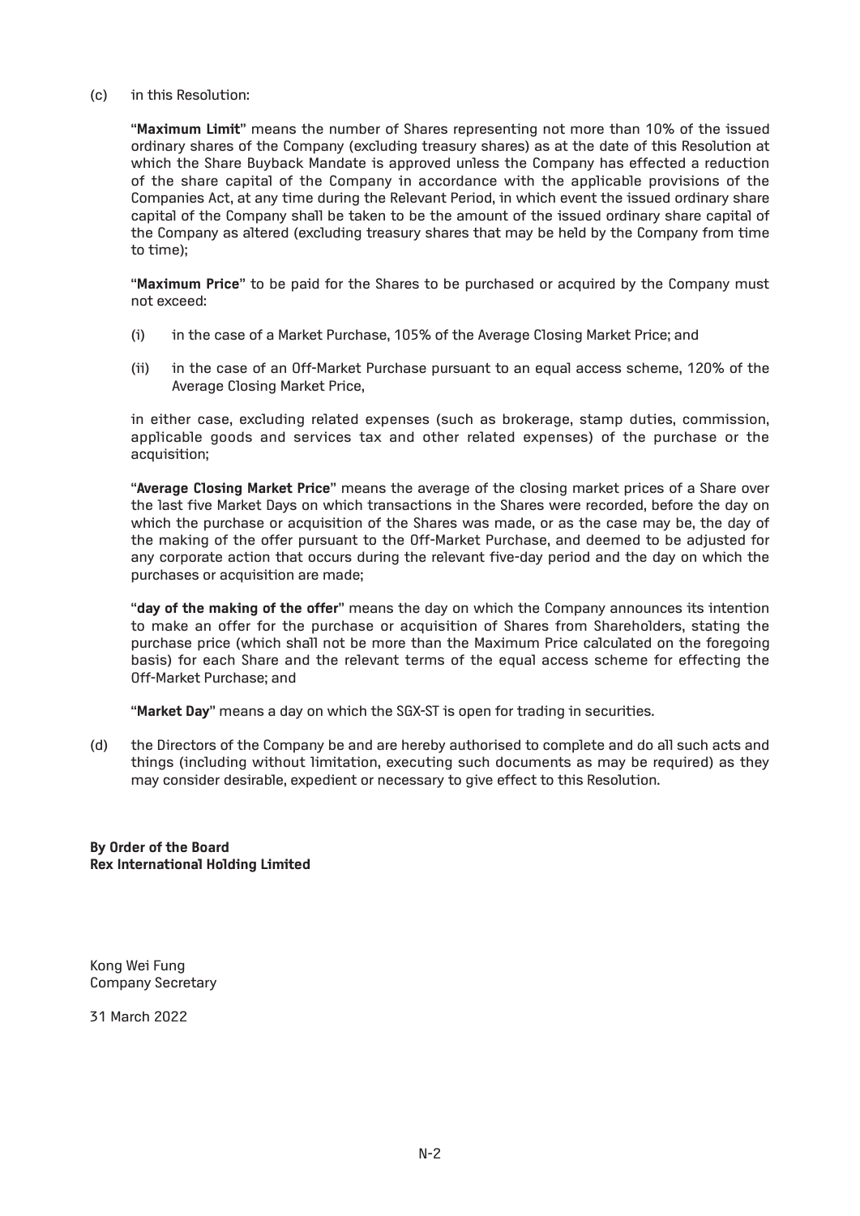(c) in this Resolution:

"**Maximum Limit**" means the number of Shares representing not more than 10% of the issued ordinary shares of the Company (excluding treasury shares) as at the date of this Resolution at which the Share Buyback Mandate is approved unless the Company has effected a reduction of the share capital of the Company in accordance with the applicable provisions of the Companies Act, at any time during the Relevant Period, in which event the issued ordinary share capital of the Company shall be taken to be the amount of the issued ordinary share capital of the Company as altered (excluding treasury shares that may be held by the Company from time to time);

"**Maximum Price**" to be paid for the Shares to be purchased or acquired by the Company must not exceed:

(i) in the case of a Market Purchase, 105% of the Average Closing Market Price; and

(ii) in the case of an Off-Market Purchase pursuant to an equal access scheme, 120% of the Average Closing Market Price,

in either case, excluding related expenses (such as brokerage, stamp duties, commission, applicable goods and services tax and other related expenses) of the purchase or the acquisition;

"**Average Closing Market Price**" means the average of the closing market prices of a Share over the last five Market Days on which transactions in the Shares were recorded, before the day on which the purchase or acquisition of the Shares was made, or as the case may be, the day of the making of the offer pursuant to the Off-Market Purchase, and deemed to be adjusted for any corporate action that occurs during the relevant five-day period and the day on which the purchases or acquisition are made;

"**day of the making of the offer**" means the day on which the Company announces its intention to make an offer for the purchase or acquisition of Shares from Shareholders, stating the purchase price (which shall not be more than the Maximum Price calculated on the foregoing basis) for each Share and the relevant terms of the equal access scheme for effecting the Off-Market Purchase; and

"**Market Day**" means a day on which the SGX-ST is open for trading in securities.

(d) the Directors of the Company be and are hereby authorised to complete and do all such acts and things (including without limitation, executing such documents as may be required) as they may consider desirable, expedient or necessary to give effect to this Resolution.

**By Order of the Board**
**Rex International Holding Limited**

Kong Wei Fung
Company Secretary

31 March 2022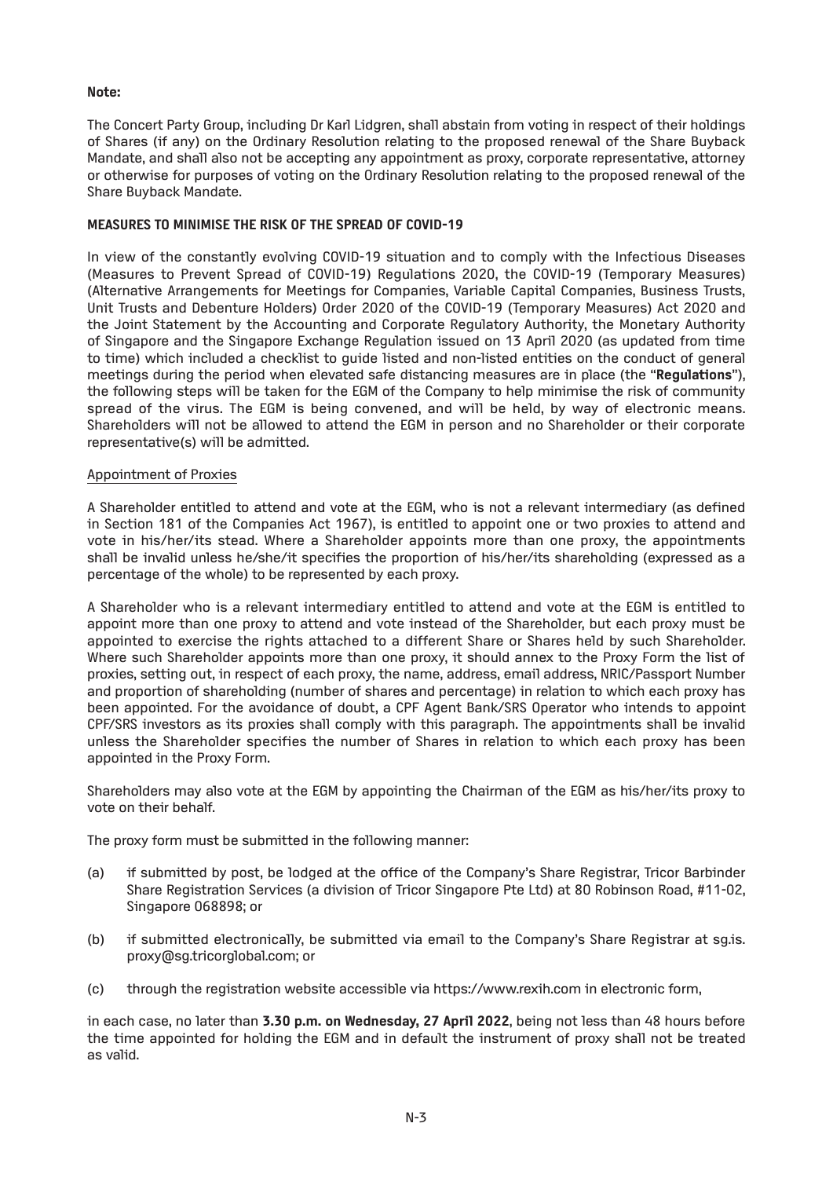**Note:**

The Concert Party Group, including Dr Karl Lidgren, shall abstain from voting in respect of their holdings of Shares (if any) on the Ordinary Resolution relating to the proposed renewal of the Share Buyback Mandate, and shall also not be accepting any appointment as proxy, corporate representative, attorney or otherwise for purposes of voting on the Ordinary Resolution relating to the proposed renewal of the Share Buyback Mandate.

**MEASURES TO MINIMISE THE RISK OF THE SPREAD OF COVID-19**

In view of the constantly evolving COVID-19 situation and to comply with the Infectious Diseases (Measures to Prevent Spread of COVID-19) Regulations 2020, the COVID-19 (Temporary Measures) (Alternative Arrangements for Meetings for Companies, Variable Capital Companies, Business Trusts, Unit Trusts and Debenture Holders) Order 2020 of the COVID-19 (Temporary Measures) Act 2020 and the Joint Statement by the Accounting and Corporate Regulatory Authority, the Monetary Authority of Singapore and the Singapore Exchange Regulation issued on 13 April 2020 (as updated from time to time) which included a checklist to guide listed and non-listed entities on the conduct of general meetings during the period when elevated safe distancing measures are in place (the "**Regulations**"), the following steps will be taken for the EGM of the Company to help minimise the risk of community spread of the virus. The EGM is being convened, and will be held, by way of electronic means. Shareholders will not be allowed to attend the EGM in person and no Shareholder or their corporate representative(s) will be admitted.

Appointment of Proxies

A Shareholder entitled to attend and vote at the EGM, who is not a relevant intermediary (as defined in Section 181 of the Companies Act 1967), is entitled to appoint one or two proxies to attend and vote in his/her/its stead. Where a Shareholder appoints more than one proxy, the appointments shall be invalid unless he/she/it specifies the proportion of his/her/its shareholding (expressed as a percentage of the whole) to be represented by each proxy.

A Shareholder who is a relevant intermediary entitled to attend and vote at the EGM is entitled to appoint more than one proxy to attend and vote instead of the Shareholder, but each proxy must be appointed to exercise the rights attached to a different Share or Shares held by such Shareholder. Where such Shareholder appoints more than one proxy, it should annex to the Proxy Form the list of proxies, setting out, in respect of each proxy, the name, address, email address, NRIC/Passport Number and proportion of shareholding (number of shares and percentage) in relation to which each proxy has been appointed. For the avoidance of doubt, a CPF Agent Bank/SRS Operator who intends to appoint CPF/SRS investors as its proxies shall comply with this paragraph. The appointments shall be invalid unless the Shareholder specifies the number of Shares in relation to which each proxy has been appointed in the Proxy Form.

Shareholders may also vote at the EGM by appointing the Chairman of the EGM as his/her/its proxy to vote on their behalf.

The proxy form must be submitted in the following manner:

(a) if submitted by post, be lodged at the office of the Company's Share Registrar, Tricor Barbinder Share Registration Services (a division of Tricor Singapore Pte Ltd) at 80 Robinson Road, #11-02, Singapore 068898; or

(b) if submitted electronically, be submitted via email to the Company's Share Registrar at sg.is.proxy@sg.tricorglobal.com; or

(c) through the registration website accessible via https://www.rexih.com in electronic form,

in each case, no later than **3.30 p.m. on Wednesday, 27 April 2022**, being not less than 48 hours before the time appointed for holding the EGM and in default the instrument of proxy shall not be treated as valid.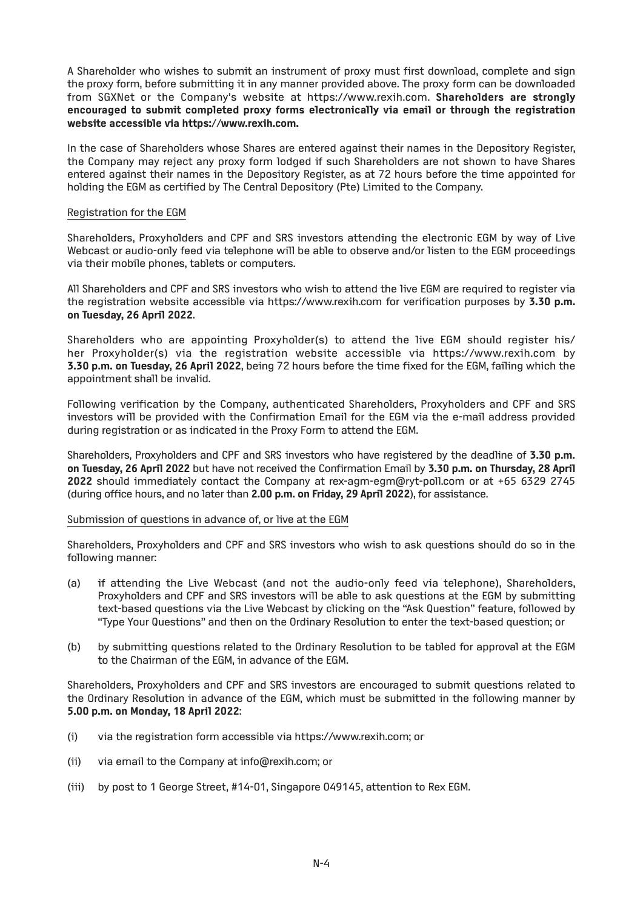A Shareholder who wishes to submit an instrument of proxy must first download, complete and sign the proxy form, before submitting it in any manner provided above. The proxy form can be downloaded from SGXNet or the Company's website at https://www.rexih.com. **Shareholders are strongly encouraged to submit completed proxy forms electronically via email or through the registration website accessible via https://www.rexih.com.**

In the case of Shareholders whose Shares are entered against their names in the Depository Register, the Company may reject any proxy form lodged if such Shareholders are not shown to have Shares entered against their names in the Depository Register, as at 72 hours before the time appointed for holding the EGM as certified by The Central Depository (Pte) Limited to the Company.

Registration for the EGM

Shareholders, Proxyholders and CPF and SRS investors attending the electronic EGM by way of Live Webcast or audio-only feed via telephone will be able to observe and/or listen to the EGM proceedings via their mobile phones, tablets or computers.

All Shareholders and CPF and SRS investors who wish to attend the live EGM are required to register via the registration website accessible via https://www.rexih.com for verification purposes by **3.30 p.m. on Tuesday, 26 April 2022**.

Shareholders who are appointing Proxyholder(s) to attend the live EGM should register his/her Proxyholder(s) via the registration website accessible via https://www.rexih.com by **3.30 p.m. on Tuesday, 26 April 2022**, being 72 hours before the time fixed for the EGM, failing which the appointment shall be invalid.

Following verification by the Company, authenticated Shareholders, Proxyholders and CPF and SRS investors will be provided with the Confirmation Email for the EGM via the e-mail address provided during registration or as indicated in the Proxy Form to attend the EGM.

Shareholders, Proxyholders and CPF and SRS investors who have registered by the deadline of **3.30 p.m. on Tuesday, 26 April 2022** but have not received the Confirmation Email by **3.30 p.m. on Thursday, 28 April 2022** should immediately contact the Company at rex-agm-egm@ryt-poll.com or at +65 6329 2745 (during office hours, and no later than **2.00 p.m. on Friday, 29 April 2022**), for assistance.

Submission of questions in advance of, or live at the EGM

Shareholders, Proxyholders and CPF and SRS investors who wish to ask questions should do so in the following manner:

(a) if attending the Live Webcast (and not the audio-only feed via telephone), Shareholders, Proxyholders and CPF and SRS investors will be able to ask questions at the EGM by submitting text-based questions via the Live Webcast by clicking on the "Ask Question" feature, followed by "Type Your Questions" and then on the Ordinary Resolution to enter the text-based question; or

(b) by submitting questions related to the Ordinary Resolution to be tabled for approval at the EGM to the Chairman of the EGM, in advance of the EGM.

Shareholders, Proxyholders and CPF and SRS investors are encouraged to submit questions related to the Ordinary Resolution in advance of the EGM, which must be submitted in the following manner by **5.00 p.m. on Monday, 18 April 2022**:

(i) via the registration form accessible via https://www.rexih.com; or

(ii) via email to the Company at info@rexih.com; or

(iii) by post to 1 George Street, #14-01, Singapore 049145, attention to Rex EGM.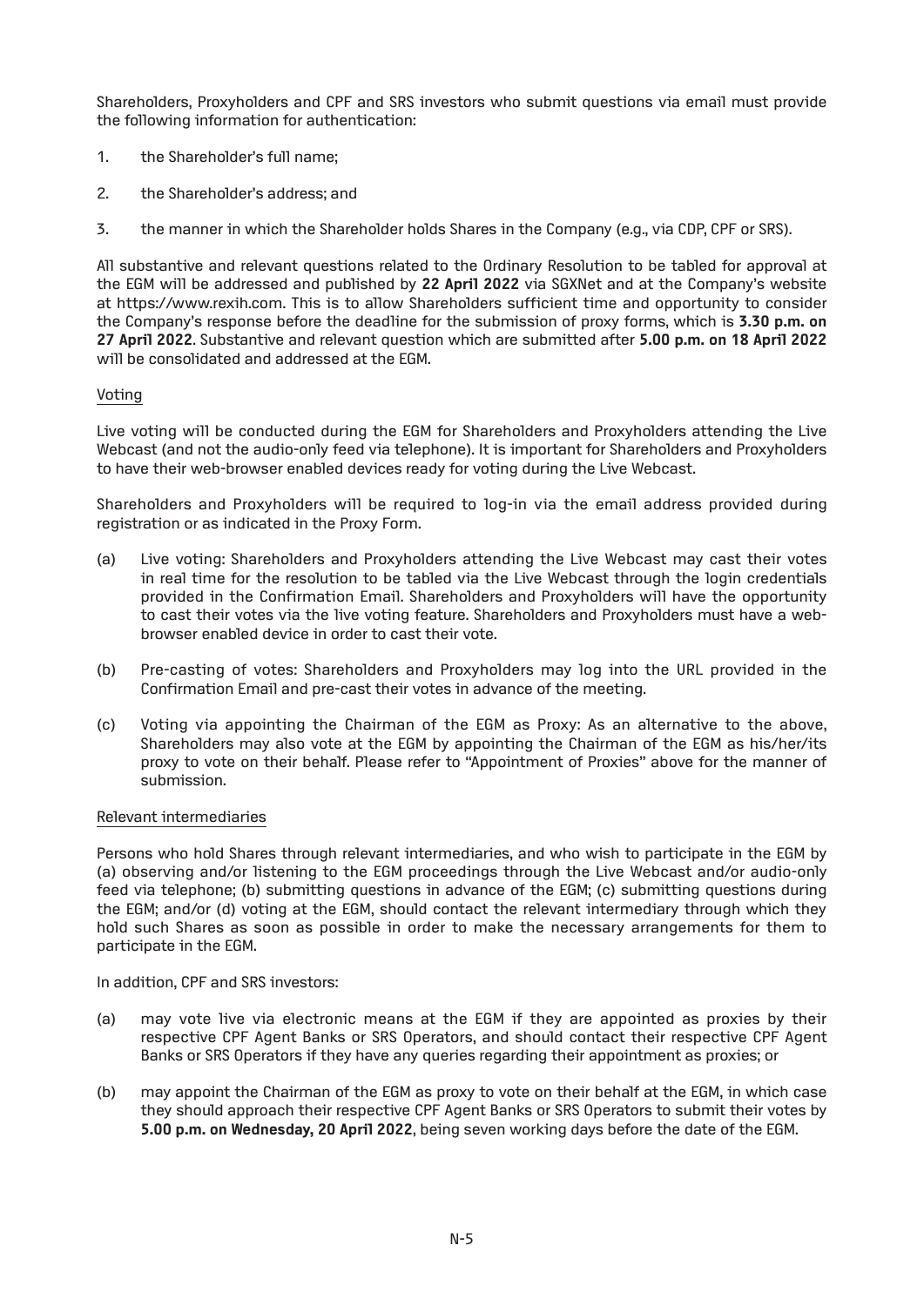Shareholders, Proxyholders and CPF and SRS investors who submit questions via email must provide the following information for authentication:

1. the Shareholder's full name;
2. the Shareholder's address; and
3. the manner in which the Shareholder holds Shares in the Company (e.g., via CDP, CPF or SRS).

All substantive and relevant questions related to the Ordinary Resolution to be tabled for approval at the EGM will be addressed and published by **22 April 2022** via SGXNet and at the Company's website at https://www.rexih.com. This is to allow Shareholders sufficient time and opportunity to consider the Company's response before the deadline for the submission of proxy forms, which is **3.30 p.m. on 27 April 2022**. Substantive and relevant question which are submitted after **5.00 p.m. on 18 April 2022** will be consolidated and addressed at the EGM.

Voting

Live voting will be conducted during the EGM for Shareholders and Proxyholders attending the Live Webcast (and not the audio-only feed via telephone). It is important for Shareholders and Proxyholders to have their web-browser enabled devices ready for voting during the Live Webcast.

Shareholders and Proxyholders will be required to log-in via the email address provided during registration or as indicated in the Proxy Form.

(a) Live voting: Shareholders and Proxyholders attending the Live Webcast may cast their votes in real time for the resolution to be tabled via the Live Webcast through the login credentials provided in the Confirmation Email. Shareholders and Proxyholders will have the opportunity to cast their votes via the live voting feature. Shareholders and Proxyholders must have a web-browser enabled device in order to cast their vote.

(b) Pre-casting of votes: Shareholders and Proxyholders may log into the URL provided in the Confirmation Email and pre-cast their votes in advance of the meeting.

(c) Voting via appointing the Chairman of the EGM as Proxy: As an alternative to the above, Shareholders may also vote at the EGM by appointing the Chairman of the EGM as his/her/its proxy to vote on their behalf. Please refer to "Appointment of Proxies" above for the manner of submission.

Relevant intermediaries

Persons who hold Shares through relevant intermediaries, and who wish to participate in the EGM by (a) observing and/or listening to the EGM proceedings through the Live Webcast and/or audio-only feed via telephone; (b) submitting questions in advance of the EGM; (c) submitting questions during the EGM; and/or (d) voting at the EGM, should contact the relevant intermediary through which they hold such Shares as soon as possible in order to make the necessary arrangements for them to participate in the EGM.

In addition, CPF and SRS investors:

(a) may vote live via electronic means at the EGM if they are appointed as proxies by their respective CPF Agent Banks or SRS Operators, and should contact their respective CPF Agent Banks or SRS Operators if they have any queries regarding their appointment as proxies; or

(b) may appoint the Chairman of the EGM as proxy to vote on their behalf at the EGM, in which case they should approach their respective CPF Agent Banks or SRS Operators to submit their votes by **5.00 p.m. on Wednesday, 20 April 2022**, being seven working days before the date of the EGM.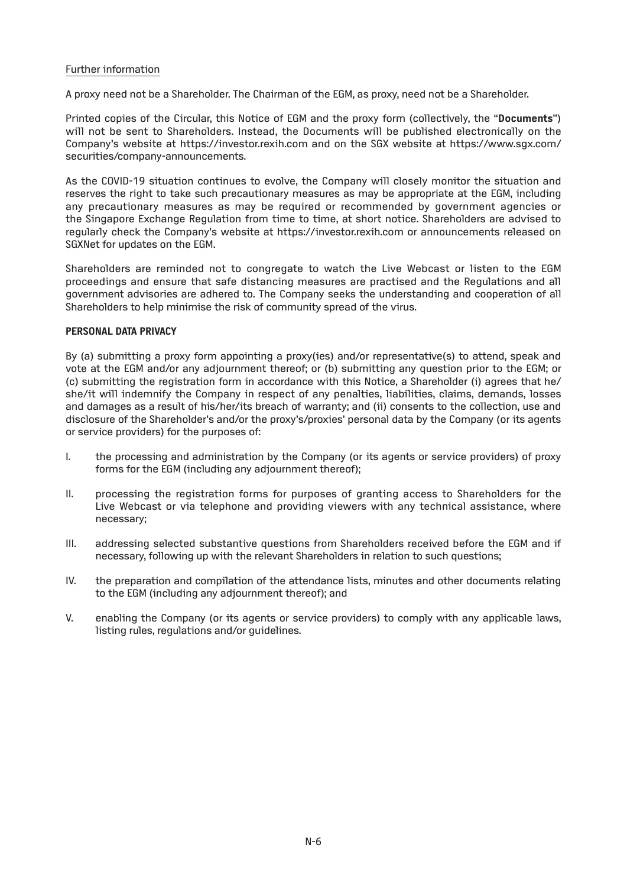Further information

A proxy need not be a Shareholder. The Chairman of the EGM, as proxy, need not be a Shareholder.

Printed copies of the Circular, this Notice of EGM and the proxy form (collectively, the "**Documents**") will not be sent to Shareholders. Instead, the Documents will be published electronically on the Company's website at https://investor.rexih.com and on the SGX website at https://www.sgx.com/securities/company-announcements.

As the COVID-19 situation continues to evolve, the Company will closely monitor the situation and reserves the right to take such precautionary measures as may be appropriate at the EGM, including any precautionary measures as may be required or recommended by government agencies or the Singapore Exchange Regulation from time to time, at short notice. Shareholders are advised to regularly check the Company's website at https://investor.rexih.com or announcements released on SGXNet for updates on the EGM.

Shareholders are reminded not to congregate to watch the Live Webcast or listen to the EGM proceedings and ensure that safe distancing measures are practised and the Regulations and all government advisories are adhered to. The Company seeks the understanding and cooperation of all Shareholders to help minimise the risk of community spread of the virus.

**PERSONAL DATA PRIVACY**

By (a) submitting a proxy form appointing a proxy(ies) and/or representative(s) to attend, speak and vote at the EGM and/or any adjournment thereof; or (b) submitting any question prior to the EGM; or (c) submitting the registration form in accordance with this Notice, a Shareholder (i) agrees that he/she/it will indemnify the Company in respect of any penalties, liabilities, claims, demands, losses and damages as a result of his/her/its breach of warranty; and (ii) consents to the collection, use and disclosure of the Shareholder's and/or the proxy's/proxies' personal data by the Company (or its agents or service providers) for the purposes of:

I. the processing and administration by the Company (or its agents or service providers) of proxy forms for the EGM (including any adjournment thereof);

II. processing the registration forms for purposes of granting access to Shareholders for the Live Webcast or via telephone and providing viewers with any technical assistance, where necessary;

III. addressing selected substantive questions from Shareholders received before the EGM and if necessary, following up with the relevant Shareholders in relation to such questions;

IV. the preparation and compilation of the attendance lists, minutes and other documents relating to the EGM (including any adjournment thereof); and

V. enabling the Company (or its agents or service providers) to comply with any applicable laws, listing rules, regulations and/or guidelines.